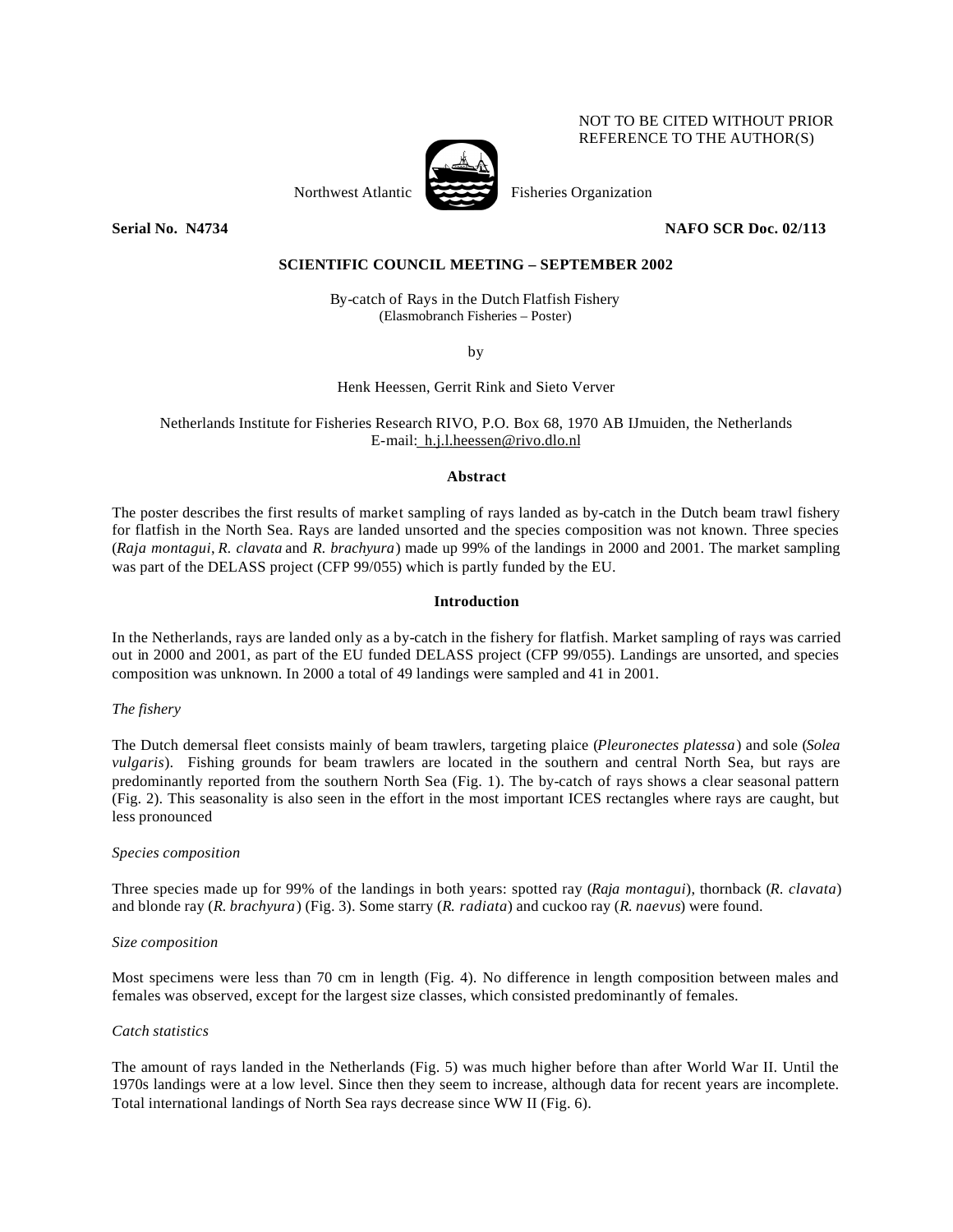NOT TO BE CITED WITHOUT PRIOR REFERENCE TO THE AUTHOR(S)

Northwest Atlantic Fisheries Organization

**Serial No. N4734** **NAFO SCR Doc. 02/113**

**SCIENTIFIC COUNCIL MEETING – SEPTEMBER 2002**

By-catch of Rays in the Dutch Flatfish Fishery
(Elasmobranch Fisheries – Poster)

by

Henk Heessen, Gerrit Rink and Sieto Verver

Netherlands Institute for Fisheries Research RIVO, P.O. Box 68, 1970 AB IJmuiden, the Netherlands
E-mail: h.j.l.heessen@rivo.dlo.nl

## Abstract

The poster describes the first results of market sampling of rays landed as by-catch in the Dutch beam trawl fishery for flatfish in the North Sea. Rays are landed unsorted and the species composition was not known. Three species (*Raja montagui*, *R. clavata* and *R. brachyura*) made up 99% of the landings in 2000 and 2001. The market sampling was part of the DELASS project (CFP 99/055) which is partly funded by the EU.

## Introduction

In the Netherlands, rays are landed only as a by-catch in the fishery for flatfish. Market sampling of rays was carried out in 2000 and 2001, as part of the EU funded DELASS project (CFP 99/055). Landings are unsorted, and species composition was unknown. In 2000 a total of 49 landings were sampled and 41 in 2001.

### *The fishery*

The Dutch demersal fleet consists mainly of beam trawlers, targeting plaice (*Pleuronectes platessa*) and sole (*Solea vulgaris*). Fishing grounds for beam trawlers are located in the southern and central North Sea, but rays are predominantly reported from the southern North Sea (Fig. 1). The by-catch of rays shows a clear seasonal pattern (Fig. 2). This seasonality is also seen in the effort in the most important ICES rectangles where rays are caught, but less pronounced

### *Species composition*

Three species made up for 99% of the landings in both years: spotted ray (*Raja montagui*), thornback (*R. clavata*) and blonde ray (*R. brachyura*) (Fig. 3). Some starry (*R. radiata*) and cuckoo ray (*R. naevus*) were found.

### *Size composition*

Most specimens were less than 70 cm in length (Fig. 4). No difference in length composition between males and females was observed, except for the largest size classes, which consisted predominantly of females.

### *Catch statistics*

The amount of rays landed in the Netherlands (Fig. 5) was much higher before than after World War II. Until the 1970s landings were at a low level. Since then they seem to increase, although data for recent years are incomplete. Total international landings of North Sea rays decrease since WW II (Fig. 6).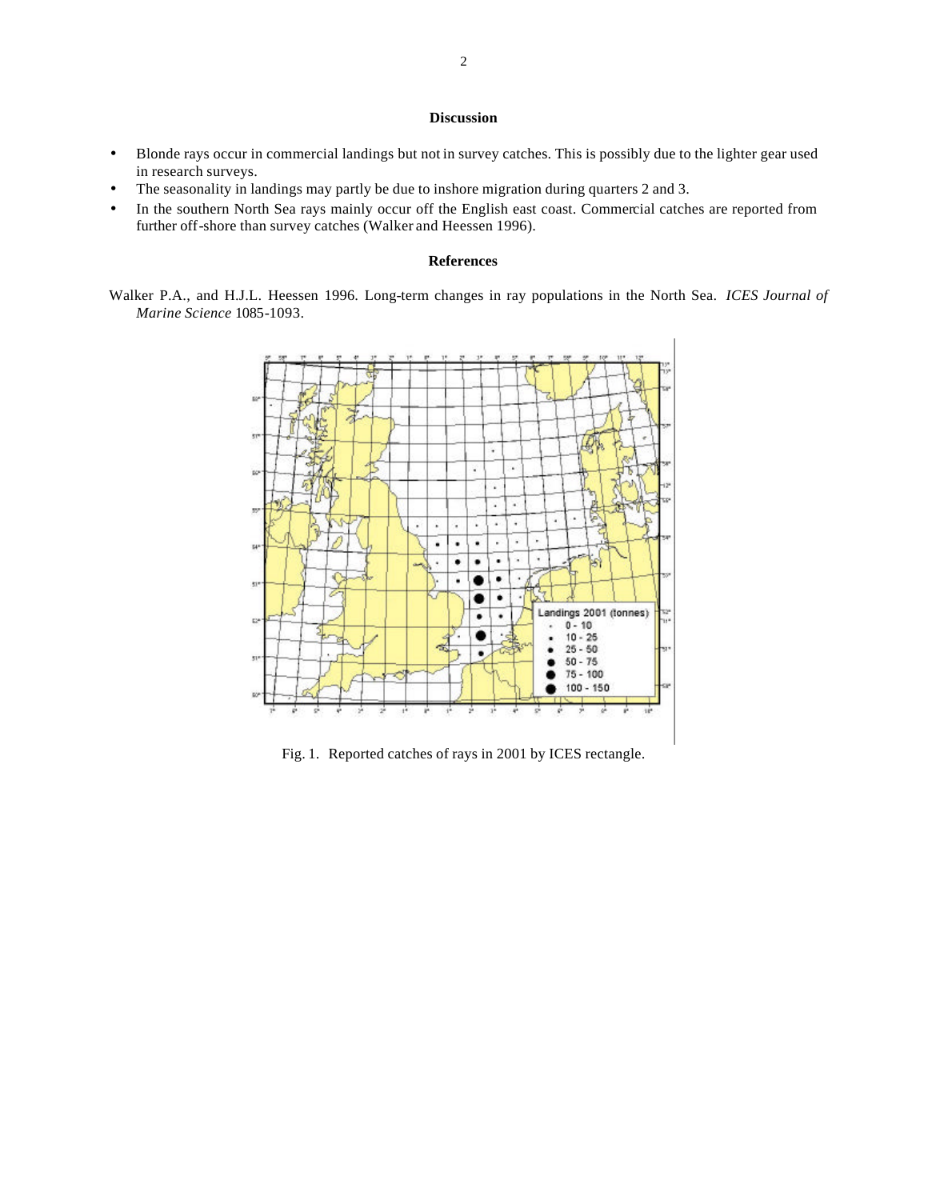## Discussion

- Blonde rays occur in commercial landings but not in survey catches. This is possibly due to the lighter gear used in research surveys.
- The seasonality in landings may partly be due to inshore migration during quarters 2 and 3.
- In the southern North Sea rays mainly occur off the English east coast. Commercial catches are reported from further off-shore than survey catches (Walker and Heessen 1996).

## References

Walker P.A., and H.J.L. Heessen 1996. Long-term changes in ray populations in the North Sea. *ICES Journal of Marine Science* 1085-1093.

Fig. 1. Reported catches of rays in 2001 by ICES rectangle.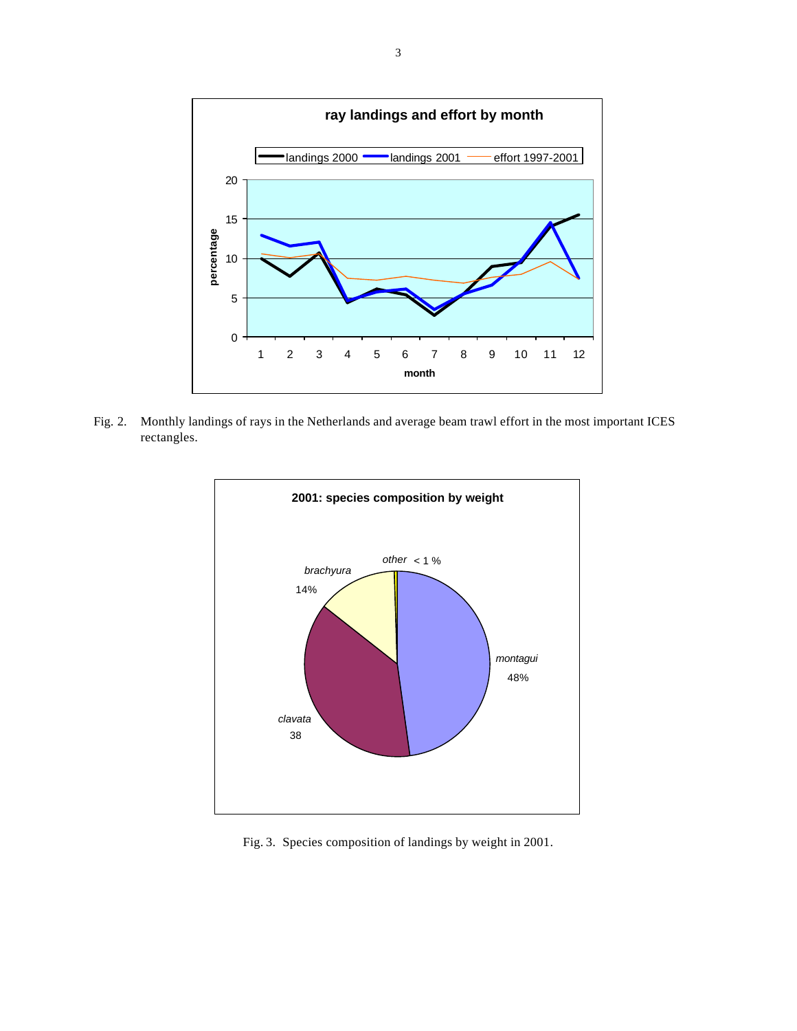Fig. 2. Monthly landings of rays in the Netherlands and average beam trawl effort in the most important ICES rectangles.

Fig. 3. Species composition of landings by weight in 2001.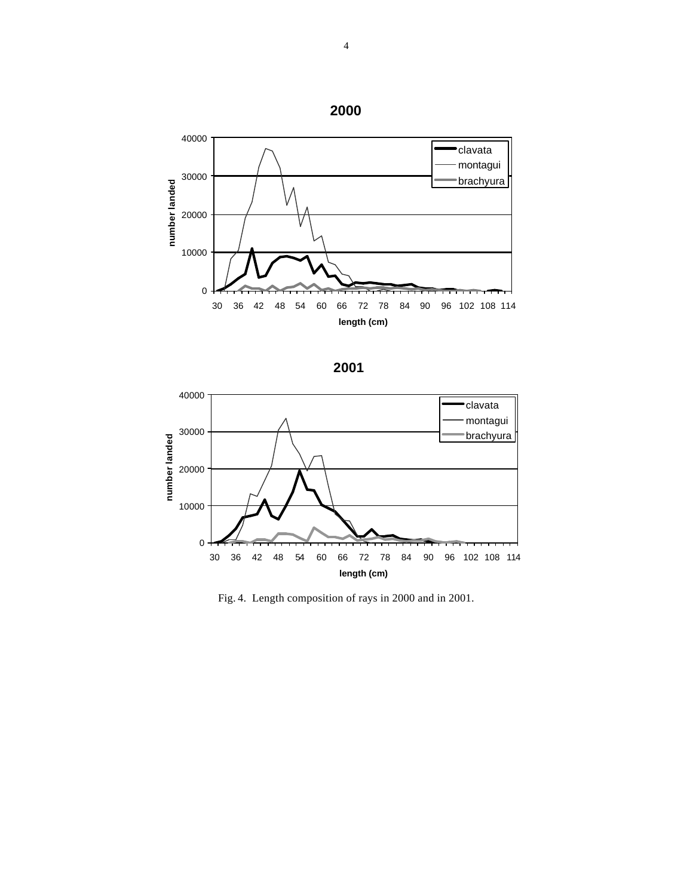Fig. 4. Length composition of rays in 2000 and in 2001.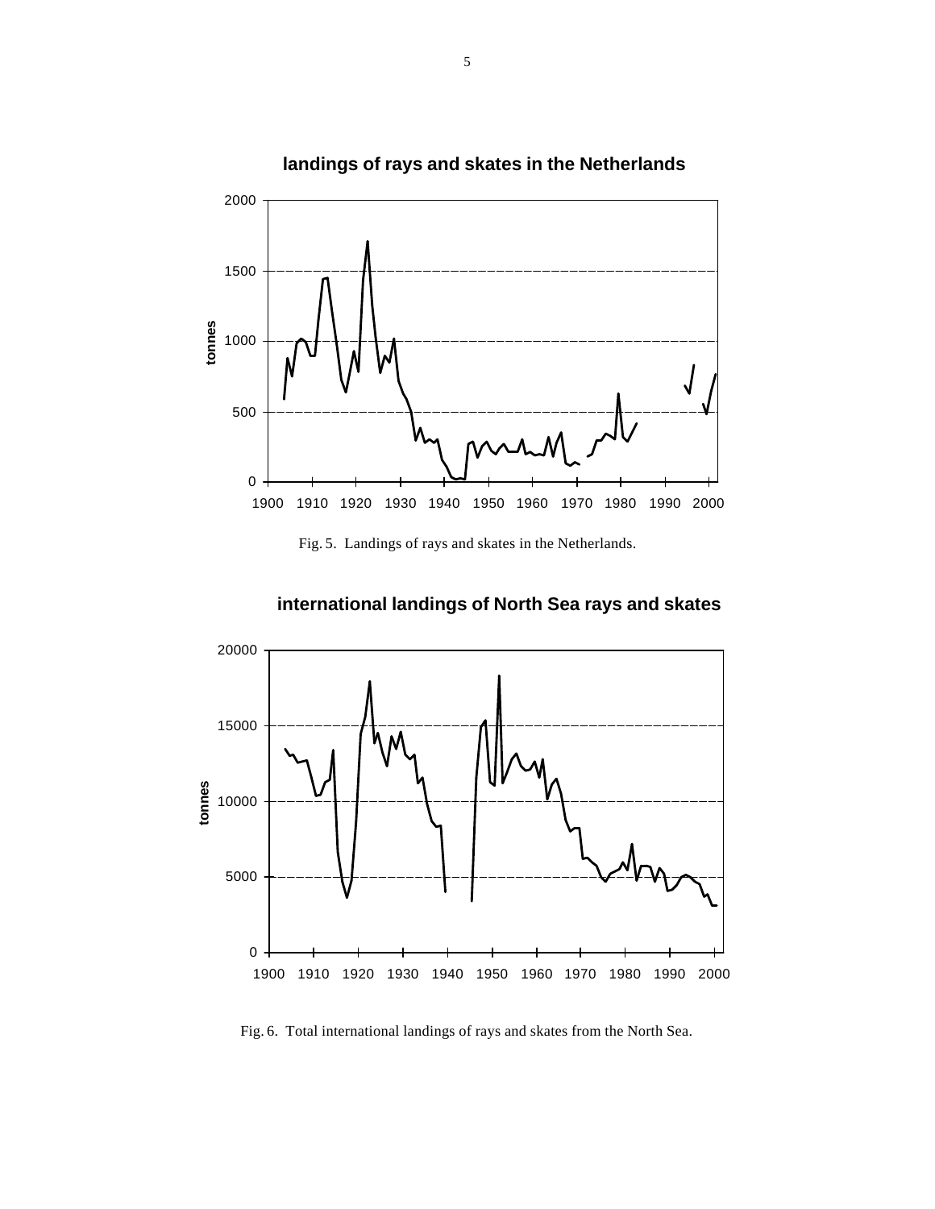landings of rays and skates in the Netherlands

tonnes

2000
1500
1000
500
0

1900 1910 1920 1930 1940 1950 1960 1970 1980 1990 2000

Fig. 5. Landings of rays and skates in the Netherlands.

international landings of North Sea rays and skates

tonnes

20000
15000
10000
5000
0

1900 1910 1920 1930 1940 1950 1960 1970 1980 1990 2000

Fig. 6. Total international landings of rays and skates from the North Sea.